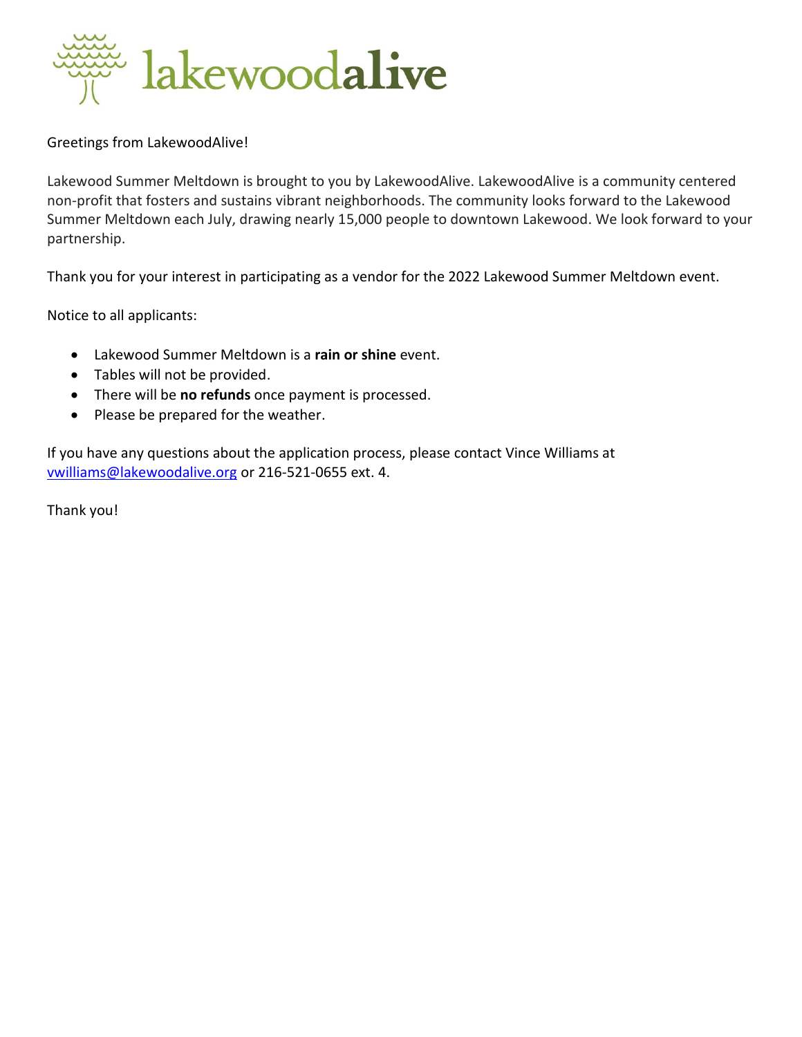lakewoodalive

Greetings from LakewoodAlive!

Lakewood Summer Meltdown is brought to you by LakewoodAlive. LakewoodAlive is a community centered non-profit that fosters and sustains vibrant neighborhoods. The community looks forward to the Lakewood Summer Meltdown each July, drawing nearly 15,000 people to downtown Lakewood. We look forward to your partnership.

Thank you for your interest in participating as a vendor for the 2022 Lakewood Summer Meltdown event.

Notice to all applicants:

- Lakewood Summer Meltdown is a **rain or shine** event.
- Tables will not be provided.
- There will be **no refunds** once payment is processed.
- Please be prepared for the weather.

If you have any questions about the application process, please contact Vince Williams at vwilliams@lakewoodalive.org or 216-521-0655 ext. 4.

Thank you!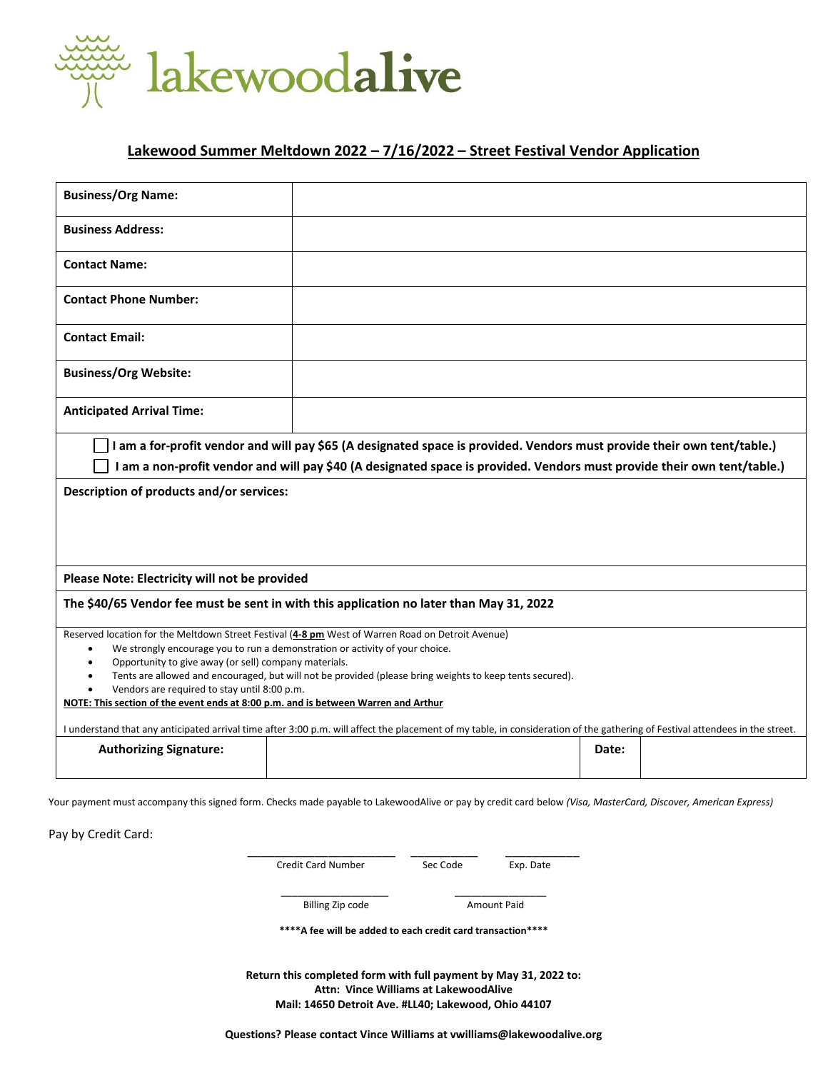lakewoodalive

## Lakewood Summer Meltdown 2022 – 7/16/2022 – Street Festival Vendor Application

| | |
|---|---|
| **Business/Org Name:** | |
| **Business Address:** | |
| **Contact Name:** | |
| **Contact Phone Number:** | |
| **Contact Email:** | |
| **Business/Org Website:** | |
| **Anticipated Arrival Time:** | |

☐ **I am a for-profit vendor and will pay $65 (A designated space is provided. Vendors must provide their own tent/table.)**

☐ **I am a non-profit vendor and will pay $40 (A designated space is provided. Vendors must provide their own tent/table.)**

**Description of products and/or services:**

**Please Note: Electricity will not be provided**

**The $40/65 Vendor fee must be sent in with this application no later than May 31, 2022**

Reserved location for the Meltdown Street Festival (**4-8 pm** West of Warren Road on Detroit Avenue)

- We strongly encourage you to run a demonstration or activity of your choice.
- Opportunity to give away (or sell) company materials.
- Tents are allowed and encouraged, but will not be provided (please bring weights to keep tents secured).
- Vendors are required to stay until 8:00 p.m.

**NOTE: This section of the event ends at 8:00 p.m. and is between Warren and Arthur**

I understand that any anticipated arrival time after 3:00 p.m. will affect the placement of my table, in consideration of the gathering of Festival attendees in the street.

| | | | |
|---|---|---|---|
| **Authorizing Signature:** | | **Date:** | |

Your payment must accompany this signed form. Checks made payable to LakewoodAlive or pay by credit card below *(Visa, MasterCard, Discover, American Express)*

Pay by Credit Card:

\_\_\_\_\_\_\_\_\_\_\_\_\_\_\_\_\_\_\_\_\_\_\_\_\_ Credit Card Number

\_\_\_\_\_\_\_\_\_\_\_ Sec Code

\_\_\_\_\_\_\_\_\_\_\_\_ Exp. Date

\_\_\_\_\_\_\_\_\_\_\_\_\_\_\_\_\_\_ Billing Zip code

\_\_\_\_\_\_\_\_\_\_\_\_\_\_\_ Amount Paid

**\*\*\*\*A fee will be added to each credit card transaction\*\*\*\***

**Return this completed form with full payment by May 31, 2022 to:**
**Attn: Vince Williams at LakewoodAlive**
**Mail: 14650 Detroit Ave. #LL40; Lakewood, Ohio 44107**

**Questions? Please contact Vince Williams at vwilliams@lakewoodalive.org**